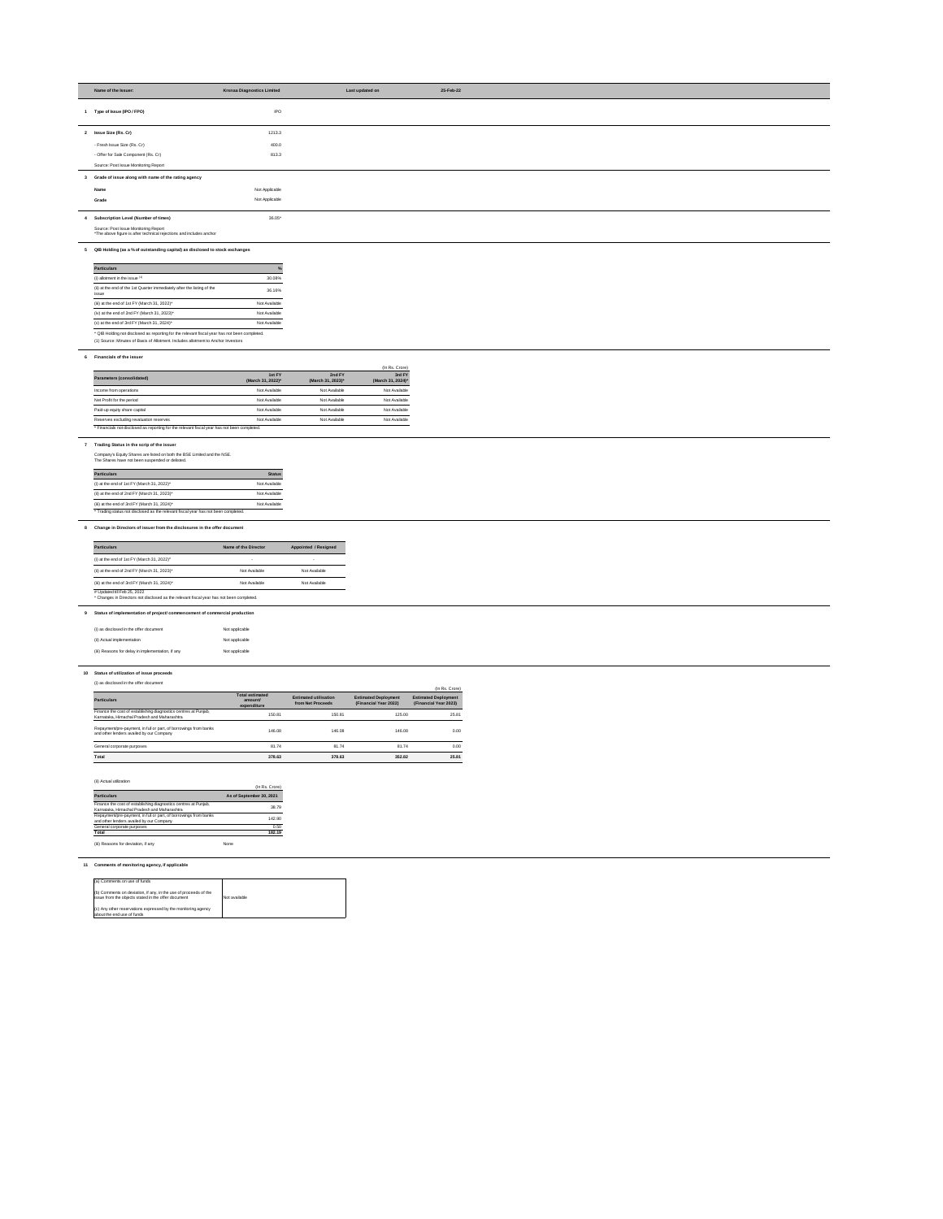| Name of the Issuer: | Krsnaa Diagnostics Limited | Last updated on | 25-Feb-22 |
|---|---|---|---|

**1 Type of Issue (IPO / FPO)** IPO

**2 Issue Size (Rs. Cr)** 1213.3

- Fresh Issue Size (Rs. Cr) 400.0
- Offer for Sale Component (Rs. Cr) 813.3

Source: Post Issue Monitoring Report

**3 Grade of issue along with name of the rating agency**

| | |
|---|---|
| Name | Not Applicable |
| Grade | Not Applicable |

**4 Subscription Level (Number of times)** 36.05*

Source: Post Issue Monitoring Report
*The above figure is after technical rejections and includes anchor

**5 QIB Holding (as a % of outstanding capital) as disclosed to stock exchanges**

| Particulars | % |
|---|---|
| (i) allotment in the issue [1] | 30.08% |
| (ii) at the end of the 1st Quarter immediately after the listing of the issue | 36.16% |
| (iii) at the end of 1st FY (March 31, 2022)* | Not Available |
| (iv) at the end of 2nd FY (March 31, 2023)* | Not Available |
| (v) at the end of 3rd FY (March 31, 2024)* | Not Available |

* QIB Holding not disclosed as reporting for the relevant fiscal year has not been completed.
(1) Source: Minutes of Basis of Allotment. Includes allotment to Anchor Investors

**6 Financials of the issuer**

(In Rs. Crore)

| Parameters (consolidated) | 1st FY (March 31, 2022)* | 2nd FY (March 31, 2023)* | 3rd FY (March 31, 2024)* |
|---|---|---|---|
| Income from operations | Not Available | Not Available | Not Available |
| Net Profit for the period | Not Available | Not Available | Not Available |
| Paid-up equity share capital | Not Available | Not Available | Not Available |
| Reserves excluding revaluation reserves | Not Available | Not Available | Not Available |

* Financials not disclosed as reporting for the relevant fiscal year has not been completed.

**7 Trading Status in the scrip of the issuer**

Company's Equity Shares are listed on both the BSE Limited and the NSE.
The Shares have not been suspended or delisted.

| Particulars | Status |
|---|---|
| (i) at the end of 1st FY (March 31, 2022)* | Not Available |
| (ii) at the end of 2nd FY (March 31, 2023)* | Not Available |
| (iii) at the end of 3rd FY (March 31, 2024)* | Not Available |

* Trading status not disclosed as the relevant fiscal year has not been completed.

**8 Change in Directors of issuer from the disclosures in the offer document**

| Particulars | Name of the Director | Appointed / Resigned |
|---|---|---|
| (i) at the end of 1st FY (March 31, 2022)# | - | - |
| (ii) at the end of 2nd FY (March 31, 2023)* | Not Available | Not Available |
| (iii) at the end of 3rd FY (March 31, 2024)* | Not Available | Not Available |

# Updated till Feb 25, 2022
* Changes in Directors not disclosed as the relevant fiscal year has not been completed.

**9 Status of implementation of project/ commencement of commercial production**

| | |
|---|---|
| (i) as disclosed in the offer document | Not applicable |
| (ii) Actual implementation | Not applicable |
| (iii) Reasons for delay in implementation, if any | Not applicable |

**10 Status of utilization of issue proceeds**

(i) as disclosed in the offer document

(In Rs. Crore)

| Particulars | Total estimated amount/ expenditure | Estimated utilization from Net Proceeds | Estimated Deployment (Financial Year 2022) | Estimated Deployment (Financial Year 2023) |
|---|---|---|---|---|
| Finance the cost of establishing diagnostics centres at Punjab, Karnataka, Himachal Pradesh and Maharashtra | 150.81 | 150.81 | 125.00 | 25.81 |
| Repayment/pre-payment, in full or part, of borrowings from banks and other lenders availed by our Company | 146.08 | 146.08 | 146.08 | 0.00 |
| General corporate purposes | 81.74 | 81.74 | 81.74 | 0.00 |
| **Total** | **378.63** | **378.63** | **352.82** | **25.81** |

(ii) Actual utilization

(In Rs. Crore)

| Particulars | As of September 30, 2021 |
|---|---|
| Finance the cost of establishing diagnostics centres at Punjab, Karnataka, Himachal Pradesh and Maharashtra | 38.79 |
| Repayment/pre-payment, in full or part, of borrowings from banks and other lenders availed by our Company | 142.90 |
| General corporate purposes | 0.50 |
| **Total** | **182.19** |

(iii) Reasons for deviation, if any None

**11 Comments of monitoring agency, if applicable**

| | |
|---|---|
| (a) Comments on use of funds | Not available |
| (b) Comments on deviation, if any, in the use of proceeds of the issue from the objects stated in the offer document | |
| (c) Any other reservations expressed by the monitoring agency about the end use of funds | |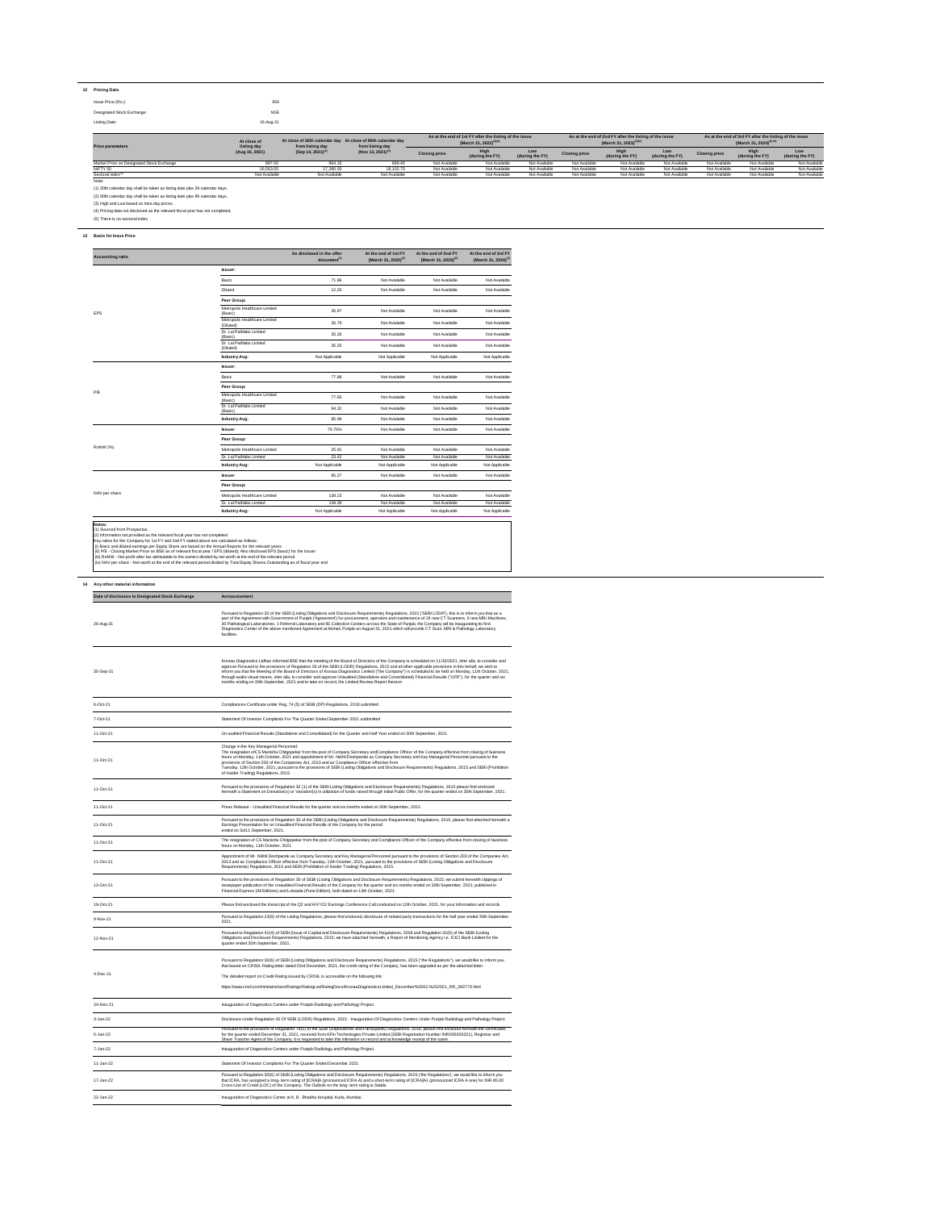## 12 Pricing Data

Issue Price (Rs.): 954

Designated Stock Exchange: NSE

Listing Date: 16-Aug-21

| Price parameters | At close of listing day (Aug 16, 2021) | At close of 30th calendar day from listing day (Sep 14, 2021)(1) | At close of 90th calendar day from listing day (Nov 13, 2021)(2) | As at the end of 1st FY after the listing of the issue (March 31, 2022)(3)(4) | | | As at the end of 2nd FY after the listing of the issue (March 31, 2023)(3)(4) | | | As at the end of 3rd FY after the listing of the issue (March 31, 2024)(3)(4) | | |
|---|---|---|---|---|---|---|---|---|---|---|---|---|
| | | | | Closing price | High (during the FY) | Low (during the FY) | Closing price | High (during the FY) | Low (during the FY) | Closing price | High (during the FY) | Low (during the FY) |
| Market Price on Designated Stock Exchange | 997.00 | 864.15 | 689.45 | Not Available | Not Available | Not Available | Not Available | Not Available | Not Available | Not Available | Not Available | Not Available |
| NIFTY 50 | 16,563.05 | 17,380.00 | 18,102.75 | Not Available | Not Available | Not Available | Not Available | Not Available | Not Available | Not Available | Not Available | Not Available |
| Sectoral index(5) | Not Available | Not Available | Not Available | Not Available | Not Available | Not Available | Not Available | Not Available | Not Available | Not Available | Not Available | Not Available |

Note:

(1) 30th calendar day shall be taken as listing date plus 29 calendar days.

(2) 90th calendar day shall be taken as listing date plus 89 calendar days.

(3) High and Low based on intra day prices.

(4) Pricing data not disclosed as the relevant fiscal year has not completed.

(5) There is no sectoral index

## 13 Basis for Issue Price

| Accounting ratio | | As disclosed in the offer document(1) | At the end of 1st FY (March 31, 2022)(2) | At the end of 2nd FY (March 31, 2023)(2) | At the end of 3rd FY (March 31, 2024)(2) |
|---|---|---|---|---|---|
| EPS | **Issuer:** | | | | |
| | Basic | 71.86 | Not Available | Not Available | Not Available |
| | Diluted | 12.25 | Not Available | Not Available | Not Available |
| | **Peer Group:** | | | | |
| | Metropolis Healthcare Limited (Basic) | 35.87 | Not Available | Not Available | Not Available |
| | Metropolis Healthcare Limited (Diluted) | 35.79 | Not Available | Not Available | Not Available |
| | Dr. Lal Pathlabs Limited (Basic) | 35.33 | Not Available | Not Available | Not Available |
| | Dr. Lal Pathlabs Limited (Diluted) | 35.25 | Not Available | Not Available | Not Available |
| | **Industry Avg:** | Not Applicable | Not Applicable | Not Applicable | Not Applicable |
| P/E | **Issuer:** | | | | |
| | Basic | 77.88 | Not Available | Not Available | Not Available |
| | **Peer Group:** | | | | |
| | Metropolis Healthcare Limited (Basic) | 77.65 | Not Available | Not Available | Not Available |
| | Dr. Lal Pathlabs Limited (Basic) | 94.32 | Not Available | Not Available | Not Available |
| | **Industry Avg:** | 85.99 | Not Available | Not Available | Not Available |
| RoNW (%) | **Issuer:** | 79.76% | Not Available | Not Available | Not Available |
| | **Peer Group:** | | | | |
| | Metropolis Healthcare Limited | 25.91 | Not Available | Not Available | Not Available |
| | Dr. Lal Pathlabs Limited | 23.42 | Not Available | Not Available | Not Available |
| | **Industry Avg:** | Not Applicable | Not Applicable | Not Applicable | Not Applicable |
| NAV per share | **Issuer:** | 85.27 | Not Available | Not Available | Not Available |
| | **Peer Group:** | | | | |
| | Metropolis Healthcare Limited | 138.23 | Not Available | Not Available | Not Available |
| | Dr. Lal Pathlabs Limited | 149.39 | Not Available | Not Available | Not Available |
| | **Industry Avg:** | Not Applicable | Not Applicable | Not Applicable | Not Applicable |

**Notes:**
(1) Sourced from Prospectus.
(2) Information not provided as the relevant fiscal year has not completed
Key ratios for the Company for 1st FY and 2nd FY stated above are calculated as follows:
(i) Basic and diluted earnings per Equity Share are based on the Annual Reports for the relevant years
(ii) P/E - Closing Market Price on BSE as of relevant fiscal year / EPS (diluted); Also disclosed EPS (basic) for the Issuer
(iii) RoNW - Net profit after tax attributable to the owners divided by net worth at the end of the relevant period
(iv) NAV per share - Net worth at the end of the relevant period divided by Total Equity Shares Outstanding as of fiscal year end

## 14 Any other material information

| Date of disclosure to Designated Stock Exchange | Announcement |
|---|---|
| 26-Aug-21 | Pursuant to Regulation 30 of the SEBI (Listing Obligations and Disclosure Requirements) Regulations, 2015 ('SEBI LODR'), this is to inform you that as a part of the Agreement with Government of Punjab ('Agreement') for procurement, operation and maintenance of 24 new CT Scanners, 6 new MRI Machines, 30 Pathological Laboratories, 1 Referral Laboratory and 85 Collection Centers across the State of Punjab, the Company will be inaugurating its first Diagnostics Center of the above mentioned Agreement at Mohali, Punjab on August 31, 2021 which will provide CT Scan, MRI & Pathology Laboratory facilities. |
| 30-Sep-21 | Krsnaa Diagnostics Ltd has informed BSE that the meeting of the Board of Directors of the Company is scheduled on 11/10/2021 ,inter alia, to consider and approve Pursuant to the provisions of Regulation 29 of the SEBI (LODR) Regulations, 2015 and all other applicable provisions in this behalf, we wish to inform you that the Meeting of the Board of Directors of Krsnaa Diagnostics Limited ("the Company") is scheduled to be held on Monday, 11th October, 2021, through audio-visual means, inter alia, to consider and approve Unaudited (Standalone and Consolidated) Financial Results ("UFR"), for the quarter and six months ending on 30th September, 2021 and to take on record, the Limited Review Report thereon |
| 6-Oct-21 | Compliances-Certificate under Reg. 74 (5) of SEBI (DP) Regulations, 2018 submitted |
| 7-Oct-21 | Statement Of Investor Complaints For The Quarter Ended September 2021 subbmitted |
| 11-Oct-21 | Un-audited Financial Results (Standalone and Consolidated) for the Quarter and Half Year ended on 30th September, 2021 |
| 11-Oct-21 | Change in the Key Managerial Personnel:<br>The resignation of CS Manisha Chitgopekar from the post of Company Secretary and Compliance Officer of the Company effective from closing of business hours on Monday, 11th October, 2021 and appointment of Mr. Nikhil Deshpande as Company Secretary and Key Managerial Personnel pursuant to the provisions of Section 203 of the Companies Act, 2013 and as Compliance Officer effective from Tuesday, 12th October, 2021, pursuant to the provisions of SEBI (Listing Obligations and Disclosure Requirements) Regulations, 2015 and SEBI (Prohibition of Insider Trading) Regulations, 2015 |
| 11-Oct-21 | Pursuant to the provisions of Regulation 32 (1) of the SEBI Listing Obligations and Disclosure Requirements) Regulations, 2015 please find enclosed herewith a Statement on Deviation(s) or Variation(s) in utilization of funds raised through Initial Public Offer, for the quarter ended on 30th September, 2021. |
| 11-Oct-21 | Press Release - Unaudited Financial Results for the quarter and six months ended on 30th September, 2021. |
| 11-Oct-21 | Pursuant to the provisions of Regulation 30 of the SEBI (Listing Obligations and Disclosure Requirements) Regulations, 2015, please find attached herewith a Earnings Presentation for on Unaudited Financial Results of the Company for the period ended on 3od11 September, 2021. |
| 11-Oct-21 | The resignation of CS Manisha Chitgopekar from the post of Company Secretary and Compliance Officer of the Company effective from closing of business hours on Monday, 11th October, 2021. |
| 11-Oct-21 | Appointment of Mr. Nikhil Deshpande as Company Secretary and Key Managerial Personnel pursuant to the provisions of Section 203 of the Companies Act, 2013 and as Compliance Officer effective from Tuesday, 12th October, 2021, pursuant to the provisions of SEBI (Listing Obligations and Disclosure Requirements) Regulations, 2015 and SEBI (Prohibition of Insider Trading) Regulations, 2015. |
| 13-Oct-21 | Pursuant to the provisions of Regulation 30 of SEBI (Listing Obligations and Disclosure Requirements) Regulations, 2015, we submit herewith clippings of newspaper publication of the Unaudited Financial Results of the Company for the quarter and six months ended on 30th September, 2021, published in Financial Express (All Editions) and Loksatta (Pune Edition), both dated on 13th October, 2021. |
| 19-Oct-21 | Please find enclosed the transcript of the Q2 and H1 FY22 Earnings Conference Call conducted on 12th October, 2021, for your information and records. |
| 9-Nov-21 | Pursuant to Regulation 23(9) of the Listing Regulations, please find enclosed, disclosure of related party transactions for the half year ended 30th September, 2021. |
| 12-Nov-21 | Pursuant to Regulation 41(4) of SEBI (Issue of Capital and Disclosure Requirements) Regulations, 2018 and Regulation 32(6) of the SEBI (Listing Obligations and Disclosure Requirements) Regulations, 2015, we have attached herewith, a Report of Monitoring Agency i.e. ICICI Bank Limited for the quarter ended 30th September, 2021. |
| 4-Dec-21 | Pursuant to Regulation 30(6) of SEBI (Listing Obligations and Disclosure Requirements) Regulations, 2015 ("the Regulations"), we would like to inform you that based on CRISIL Rating letter dated 03rd December, 2021, the credit rating of the Company, has been upgraded as per the attached letter.<br>The detailed report on Credit Rating issued by CRISIL is accessible on the following link:<br>https://www.crisil.com/mnt/winshare/Ratings/RatingList/RatingDocs/KrsnaaDiagnosticsLimited_December%2003,%202021_RR_282773.html |
| 24-Dec-21 | Inauguration of Diagnostics Centers under Punjab Radiology and Pathology Project |
| 3-Jan-22 | Disclosure Under Regulation 30 Of SEBI (LODR) Regulations, 2015 - Inauguration Of Diagnostics Centers Under Punjab Radiology and Pathology Project. |
| 5-Jan-22 | Pursuant to the provisions of Regulation 74(5) of the SEBI (Depositories and Participants) Regulations, 2018, please find enclosed herewith the certificates for the quarter ended December 31, 2021, received from KFin Technologies Private Limited (SEBI Registration Number INR000000221), Registrar and Share Transfer Agent of the Company. It is requested to take this intimation on record and acknowledge receipt of the same. |
| 7-Jan-22 | Inauguration of Diagnostics Centers under Punjab Radiology and Pathology Project |
| 11-Jan-22 | Statement Of Investor Complaints For The Quarter Ended December 2021 |
| 17-Jan-22 | Pursuant to Regulation 30(6) of SEBI (Listing Obligations and Disclosure Requirements) Regulations, 2015 ('the Regulations'), we would like to inform you that ICRA, has assigned a long- term rating of [ICRA]A (pronounced ICRA A) and a short-term rating of [ICRA]A1 (pronounced ICRA A one) for INR 85.00 Crore Line of Credit (LOC) of the Company. The Outlook on the long- term rating is Stable. |
| 22-Jan-22 | Inauguration of Diagnostics Center at K. B. Bhabha Hospital, Kurla, Mumbai. |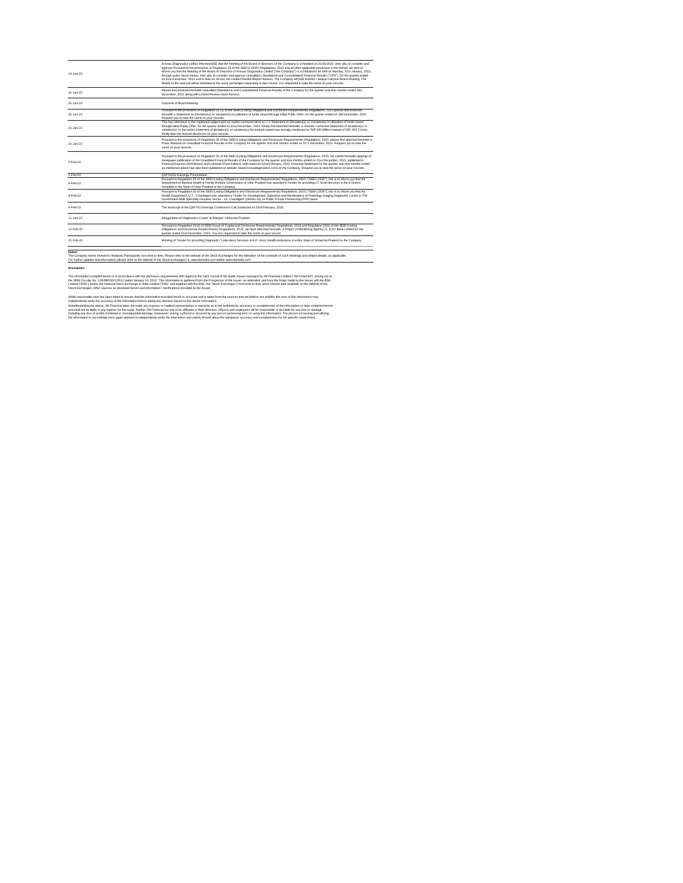| | |
|---|---|
| 24-Jan-22 | Krsnaa Diagnostics Ltdhas informed BSE that the meeting of the Board of Directors of the Company is scheduled on 31/01/2022 ,inter alia, to consider and approve Pursuant to the provisions of Regulation 29 of the SEBI (LODR) Regulations, 2015 and all other applicable provisions in this behalf, we wish to inform you that the Meeting of the Board of Directors of Krsnaa Diagnostics Limited ("the Company") is scheduled to be held on Monday, 31st January, 2022, through audio-visual means, inter alia, to consider and approve Unaudited ( Standalone and Consolidated) Financial Results ("UFR"), for the quarter ended on 31st December, 2021 and to take on record, the Limited Review Report thereon. The Company will hold investor / analyst call post Board Meeting. The details of the said call will be intimated to the stock exchanges separately in due course. It is requested to take the same on your records. |
| 31-Jan-22 | Please find enclosed herewith Unaudited (Standalone and Consolidated) Financial Results of the Company for the quarter and nine months ended 31st December, 2021 along with Limited Review report thereon |
| 31-Jan-22 | Outcome of Board Meeting |
| 31-Jan-22 | Pursuant to the provisions of Regulation 32 (1) of the SEBI (Listing Obligations and Disclosure Requirements) Regulations, 2015 please find enclosed herewith a Statement on Deviation(s) or Variation(s) in utilization of funds raised through Initial Public Offer, for the quarter ended on 31st December, 2021. Request you to take the same on your records. |
| 31-Jan-22 | This has reference to the captioned subject and our earlier communication w.r.t. a Statement on Deviation(s) or Variation(s) in utilization of funds raised through Initial Public Offer, for the quarter ended on 31st December, 2021. Kindly find attached herewith, a revised / corrected Statement of deviation(s) or variation(s). In the earlier statement of deviation(s) or variation(s) the amount raised was wrongly mentioned as INR 400 Million instead of INR 400 Crores. Kindly take the revised disclosure on your records. |
| 31-Jan-22 | Pursuant to the provisions of Regulation 30 of the SEBI (Listing Obligations and Disclosure Requirements) Regulations, 2015, please find attached herewith a Press Release on Unaudited Financial Results of the Company for the quarter and nine months ended on 31st December, 2021. Request you to take the same on your records. |
| 2-Feb-22 | Pursuant to the provisions of Regulation 30 of the SEBI (Listing Obligations and Disclosure Requirements) Regulations, 2015, we submit herewith clippings of newspaper publication of the Unaudited Financial Results of the Company for the quarter and nine months ended on 31st December, 2021, published in Financial Express (All Editions) and Loksatta (Pune Edition), both dated on 02nd February, 2022. Financial Statement for the quarter and nine months ended as mentioned above has also been published on website (www.krsnaadiagnostics.com) of the Company. Request you to take the same on your records. |
| 2-Feb-22 | Q3FY2022 Earnings Presentation |
| 8-Feb-22 | Pursuant to Regulation 30 of the SEBI (Listing Obligations and Disclosure Requirements) Regulations, 2015 ("SEBI LODR"), this is to inform you that the Department of Medical Health & Family Welfare Government of Uttar Pradesh has awarded a Tender for providing CT Scan Services in the 8 District Hospitals in the State of Uttar Pradesh to the Company. |
| 8-Feb-22 | Pursuant to Regulation 30 of the SEBI (Listing Obligations and Disclosure Requirements) Regulations, 2015 ("SEBI LODR"), this is to inform you that the Health Department, U.T., Chandigarh has awarded a Tender for Development, Operation and Maintenance of Radiology Imaging Diagnostic Centre in The Government Multi Specialty Hospital, Sector - 16, Chandigarh (GMSH-16) on Public Private Partnership (PPP) basis. |
| 9-Feb-22 | The transcript of the Q3FY22 Earnings Conference Call conducted on 03rd February, 2022. |
| 11-Jan-22 | Inauguration of Diagnostics Center at Bilaspur, Himachal Pradesh. |
| 12-Feb-22 | Pursuant to Regulation 41(4) of SEBI (Issue of Capital and Disclosure Requirements) Regulations, 2018 and Regulation 32(6) of the SEBI (Listing Obligations and Disclosure Requirements) Regulations, 2015, we have attached herewith, a Report of Monitoring Agency i.e. ICICI Bank Limited for the quarter ended 31st December, 2021. You are requested to take the same on your record |
| 21-Feb-22 | Winning of Tender for providing Diagnostic / Laboratory Services in H.P. Govt. Health Institutions in entire State of Himachal Pradesh to the Company. |

**Notes:**
The Company meets Investors/ Analysts/ Participants from time to time. Please refer to the website of the Stock Exchanges for the intimation of the schedule of such meetings and related details, as applicable.
For further updates and information, please refer to the website of the Stock Exchanges i.e. www.bseindia.com and/or www.nseindia.com

**Disclaimer:**

The information compiled herein is in accordance with the disclosure requirements with regard to the track record of the public issues managed by JM Financial Limited ("JM Financial") arising out of the SEBI Circular No. CIR/MIRSD/1/2012 dated January 10, 2012. This information is gathered from the Prospectus of the Issuer, as amended, and from the filings made by the issuer with the BSE Limited ("BSE") and/or the National Stock Exchange of India Limited ("NSE" and together with the BSE, the "Stock Exchanges") from time to time, price-volume data available on the website of the Stock Exchanges, other sources as disclosed herein and information / clarifications provided by the issuer.

While reasonable care has been taken to ensure that the information provided herein is accurate and is taken from the sources that we believe are reliable, the user of this information may independently verify the accuracy of the information before taking any decision based on the above information.
Notwithstanding the above, JM Financial does not make any express or implied representation or warranty as to the authenticity, accuracy or completeness of the information or data contained herein and shall not be liable in any manner for the same. Neither JM Financial nor any of its affiliates or their directors, officers and employees will be responsible or be liable for any loss or damage including any loss of profits incidental or consequential damage, howsoever arising, suffered or incurred by any person accessing and / or using this information. The person accessing and utilizing the information is accordingly once again advised to independently verify the information and satisfy himself about the adequacy, accuracy and completeness for his specific requirement.